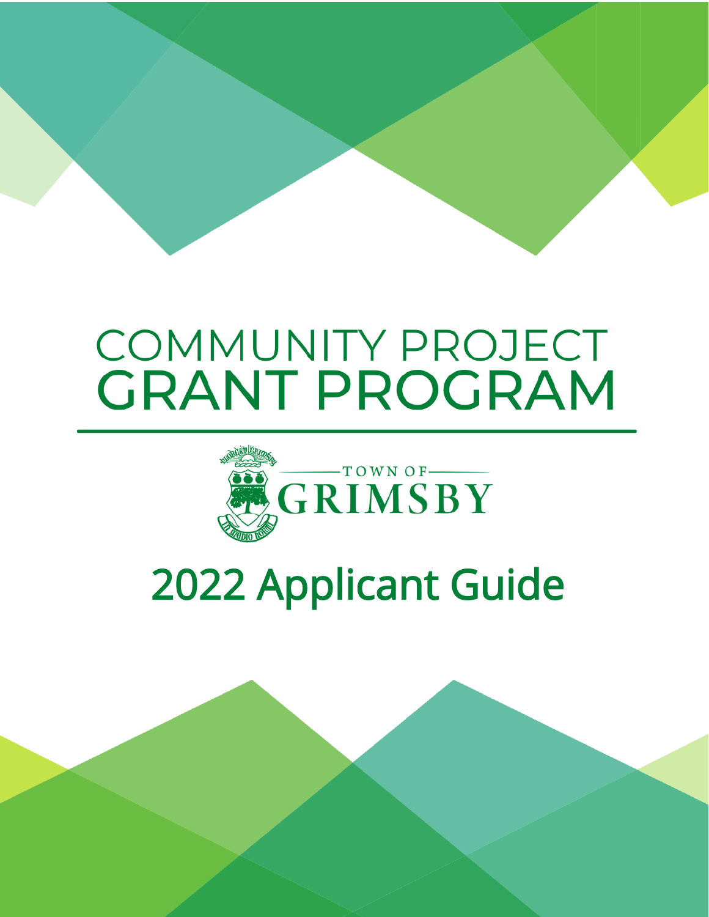# COMMUNITY PROJECT GRANT PROGRAM

TOWN OF GRIMSBY

## 2022 Applicant Guide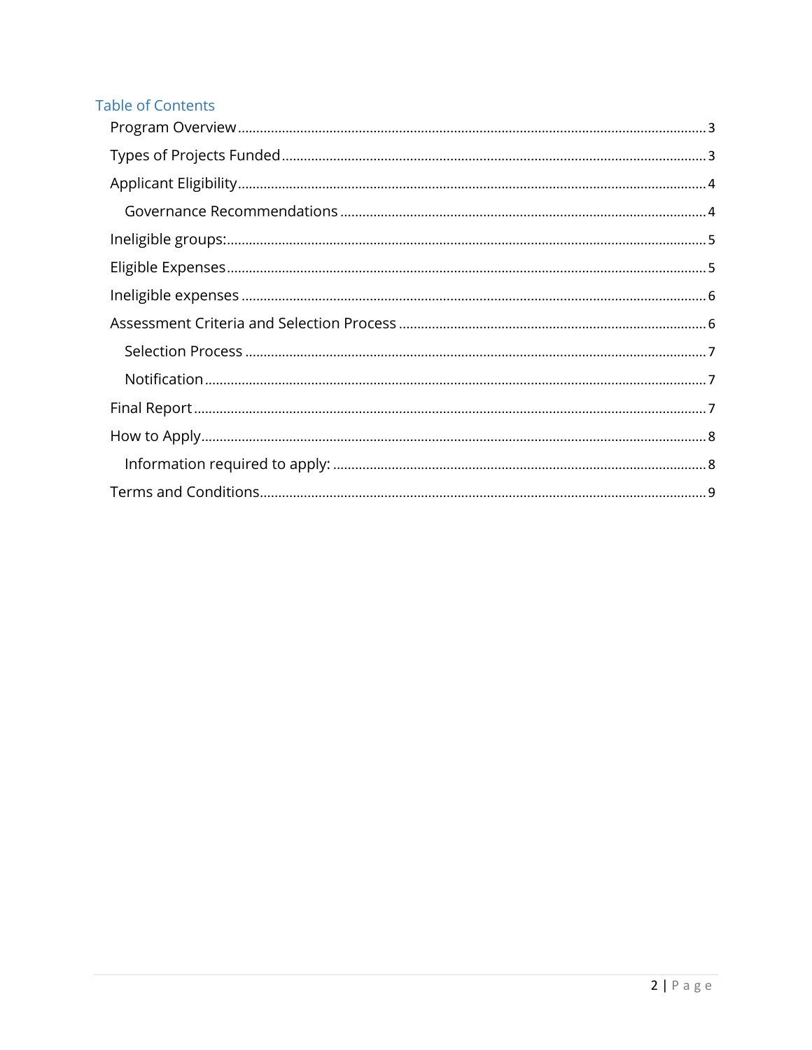## Table of Contents

- Program Overview ... 3
- Types of Projects Funded ... 3
- Applicant Eligibility ... 4
  - Governance Recommendations ... 4
- Ineligible groups: ... 5
- Eligible Expenses ... 5
- Ineligible expenses ... 6
- Assessment Criteria and Selection Process ... 6
  - Selection Process ... 7
  - Notification ... 7
- Final Report ... 7
- How to Apply ... 8
  - Information required to apply: ... 8
- Terms and Conditions ... 9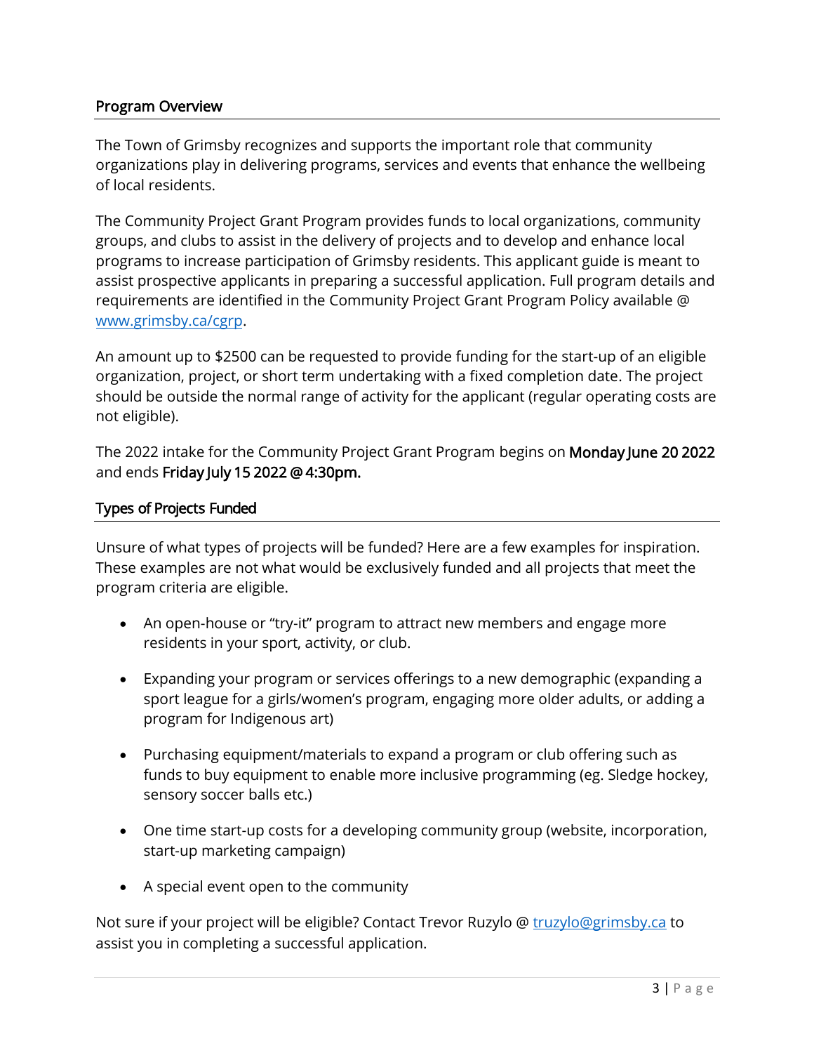## Program Overview

The Town of Grimsby recognizes and supports the important role that community organizations play in delivering programs, services and events that enhance the wellbeing of local residents.

The Community Project Grant Program provides funds to local organizations, community groups, and clubs to assist in the delivery of projects and to develop and enhance local programs to increase participation of Grimsby residents. This applicant guide is meant to assist prospective applicants in preparing a successful application. Full program details and requirements are identified in the Community Project Grant Program Policy available @ [www.grimsby.ca/cgrp](www.grimsby.ca/cgrp).

An amount up to $2500 can be requested to provide funding for the start-up of an eligible organization, project, or short term undertaking with a fixed completion date. The project should be outside the normal range of activity for the applicant (regular operating costs are not eligible).

The 2022 intake for the Community Project Grant Program begins on **Monday June 20 2022** and ends **Friday July 15 2022 @ 4:30pm.**

## Types of Projects Funded

Unsure of what types of projects will be funded? Here are a few examples for inspiration. These examples are not what would be exclusively funded and all projects that meet the program criteria are eligible.

- An open-house or "try-it" program to attract new members and engage more residents in your sport, activity, or club.
- Expanding your program or services offerings to a new demographic (expanding a sport league for a girls/women's program, engaging more older adults, or adding a program for Indigenous art)
- Purchasing equipment/materials to expand a program or club offering such as funds to buy equipment to enable more inclusive programming (eg. Sledge hockey, sensory soccer balls etc.)
- One time start-up costs for a developing community group (website, incorporation, start-up marketing campaign)
- A special event open to the community

Not sure if your project will be eligible? Contact Trevor Ruzylo @ [truzylo@grimsby.ca](mailto:truzylo@grimsby.ca) to assist you in completing a successful application.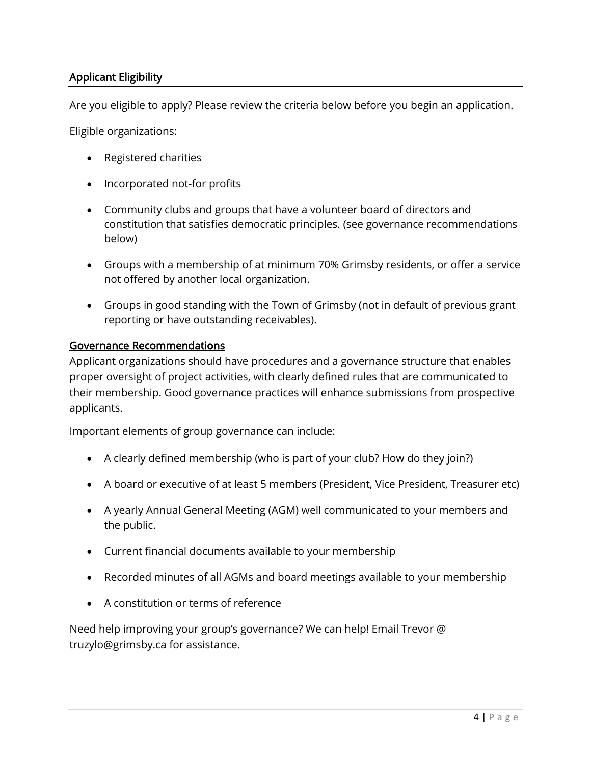## Applicant Eligibility

Are you eligible to apply? Please review the criteria below before you begin an application.

Eligible organizations:

- Registered charities
- Incorporated not-for profits
- Community clubs and groups that have a volunteer board of directors and constitution that satisfies democratic principles. (see governance recommendations below)
- Groups with a membership of at minimum 70% Grimsby residents, or offer a service not offered by another local organization.
- Groups in good standing with the Town of Grimsby (not in default of previous grant reporting or have outstanding receivables).

### Governance Recommendations

Applicant organizations should have procedures and a governance structure that enables proper oversight of project activities, with clearly defined rules that are communicated to their membership. Good governance practices will enhance submissions from prospective applicants.

Important elements of group governance can include:

- A clearly defined membership (who is part of your club? How do they join?)
- A board or executive of at least 5 members (President, Vice President, Treasurer etc)
- A yearly Annual General Meeting (AGM) well communicated to your members and the public.
- Current financial documents available to your membership
- Recorded minutes of all AGMs and board meetings available to your membership
- A constitution or terms of reference

Need help improving your group's governance? We can help! Email Trevor @ truzylo@grimsby.ca for assistance.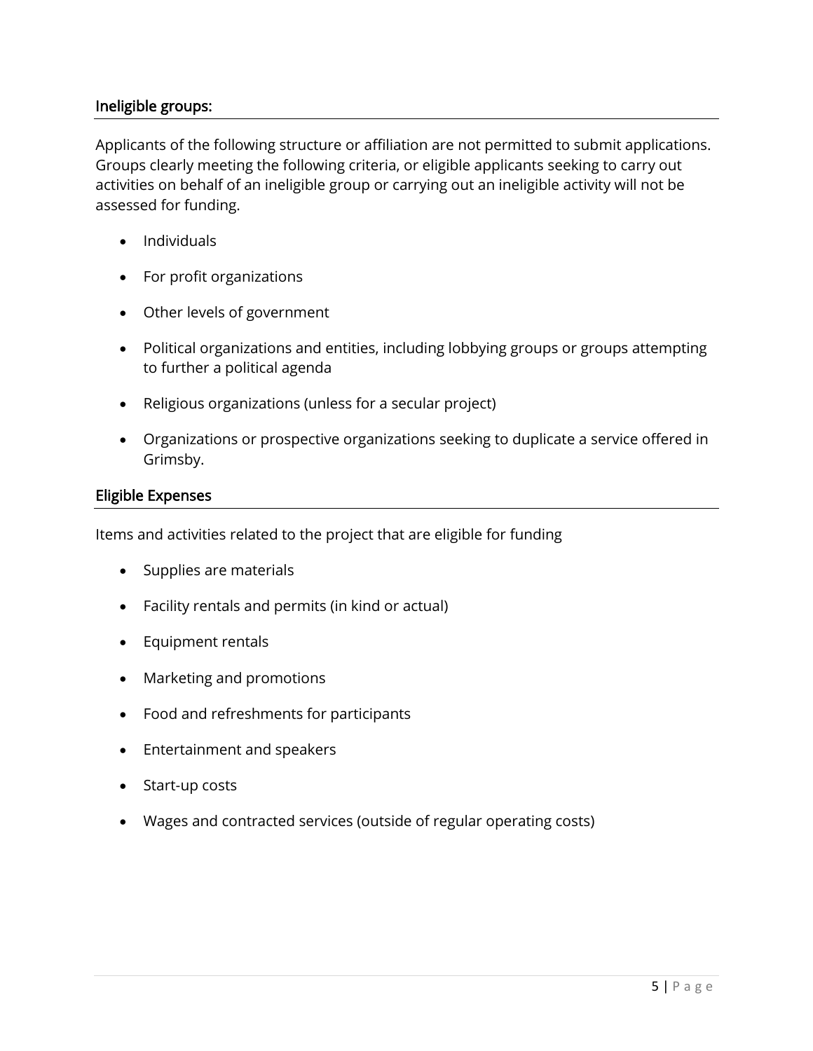## Ineligible groups:

Applicants of the following structure or affiliation are not permitted to submit applications. Groups clearly meeting the following criteria, or eligible applicants seeking to carry out activities on behalf of an ineligible group or carrying out an ineligible activity will not be assessed for funding.

- Individuals
- For profit organizations
- Other levels of government
- Political organizations and entities, including lobbying groups or groups attempting to further a political agenda
- Religious organizations (unless for a secular project)
- Organizations or prospective organizations seeking to duplicate a service offered in Grimsby.

## Eligible Expenses

Items and activities related to the project that are eligible for funding

- Supplies are materials
- Facility rentals and permits (in kind or actual)
- Equipment rentals
- Marketing and promotions
- Food and refreshments for participants
- Entertainment and speakers
- Start-up costs
- Wages and contracted services (outside of regular operating costs)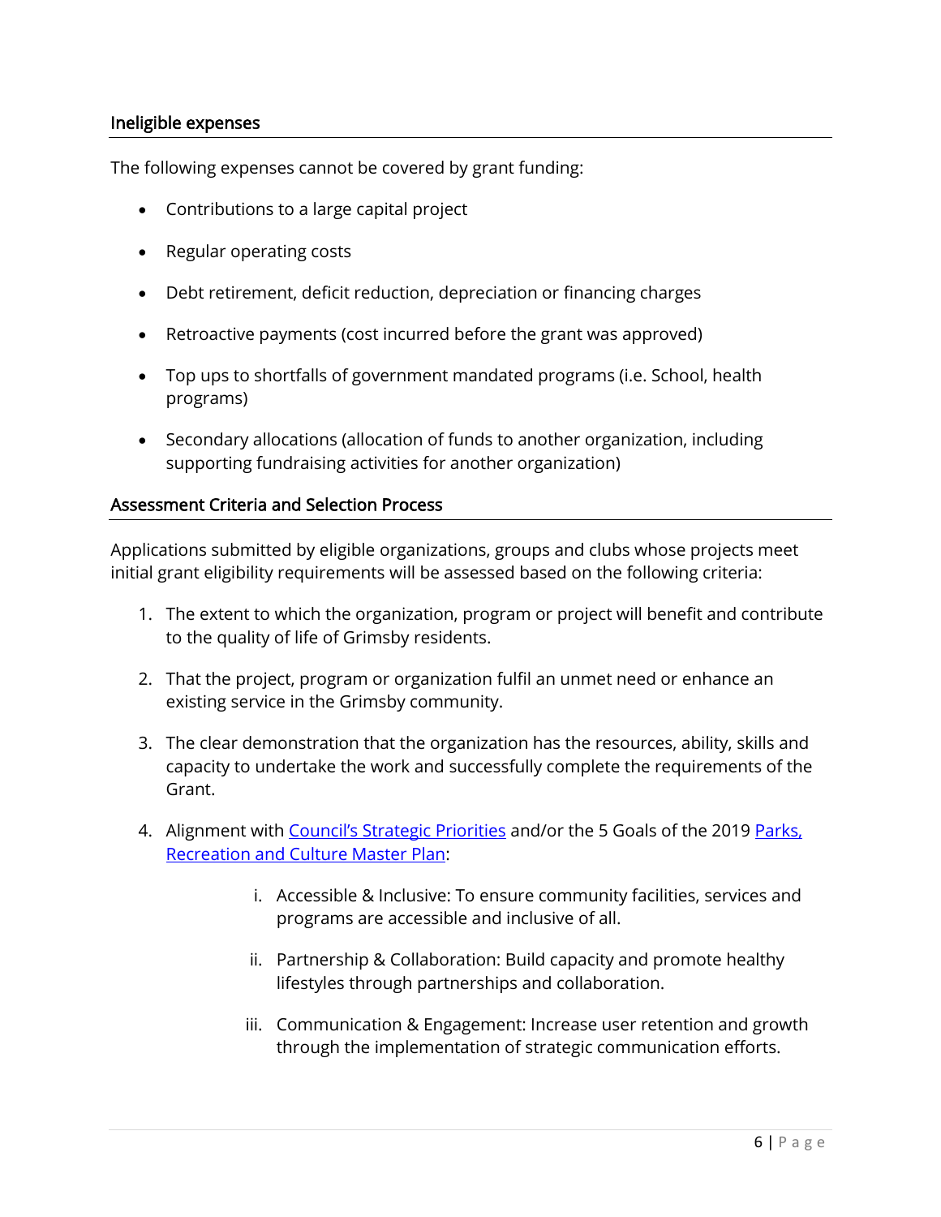## Ineligible expenses

The following expenses cannot be covered by grant funding:

- Contributions to a large capital project
- Regular operating costs
- Debt retirement, deficit reduction, depreciation or financing charges
- Retroactive payments (cost incurred before the grant was approved)
- Top ups to shortfalls of government mandated programs (i.e. School, health programs)
- Secondary allocations (allocation of funds to another organization, including supporting fundraising activities for another organization)

## Assessment Criteria and Selection Process

Applications submitted by eligible organizations, groups and clubs whose projects meet initial grant eligibility requirements will be assessed based on the following criteria:

1. The extent to which the organization, program or project will benefit and contribute to the quality of life of Grimsby residents.
2. That the project, program or organization fulfil an unmet need or enhance an existing service in the Grimsby community.
3. The clear demonstration that the organization has the resources, ability, skills and capacity to undertake the work and successfully complete the requirements of the Grant.
4. Alignment with Council's Strategic Priorities and/or the 5 Goals of the 2019 Parks, Recreation and Culture Master Plan:
   i. Accessible & Inclusive: To ensure community facilities, services and programs are accessible and inclusive of all.
   ii. Partnership & Collaboration: Build capacity and promote healthy lifestyles through partnerships and collaboration.
   iii. Communication & Engagement: Increase user retention and growth through the implementation of strategic communication efforts.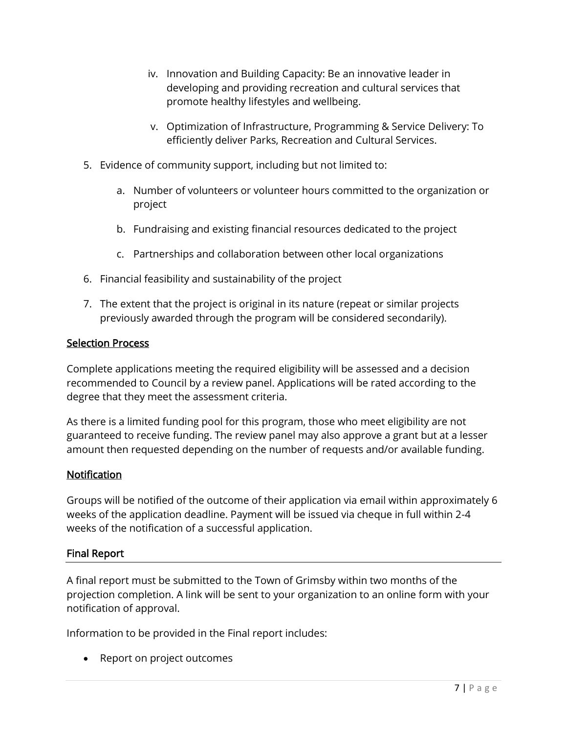iv. Innovation and Building Capacity: Be an innovative leader in developing and providing recreation and cultural services that promote healthy lifestyles and wellbeing.

   v. Optimization of Infrastructure, Programming & Service Delivery: To efficiently deliver Parks, Recreation and Cultural Services.

5. Evidence of community support, including but not limited to:

   a. Number of volunteers or volunteer hours committed to the organization or project

   b. Fundraising and existing financial resources dedicated to the project

   c. Partnerships and collaboration between other local organizations

6. Financial feasibility and sustainability of the project

7. The extent that the project is original in its nature (repeat or similar projects previously awarded through the program will be considered secondarily).

## Selection Process

Complete applications meeting the required eligibility will be assessed and a decision recommended to Council by a review panel. Applications will be rated according to the degree that they meet the assessment criteria.

As there is a limited funding pool for this program, those who meet eligibility are not guaranteed to receive funding. The review panel may also approve a grant but at a lesser amount then requested depending on the number of requests and/or available funding.

## Notification

Groups will be notified of the outcome of their application via email within approximately 6 weeks of the application deadline. Payment will be issued via cheque in full within 2-4 weeks of the notification of a successful application.

## Final Report

A final report must be submitted to the Town of Grimsby within two months of the projection completion. A link will be sent to your organization to an online form with your notification of approval.

Information to be provided in the Final report includes:

- Report on project outcomes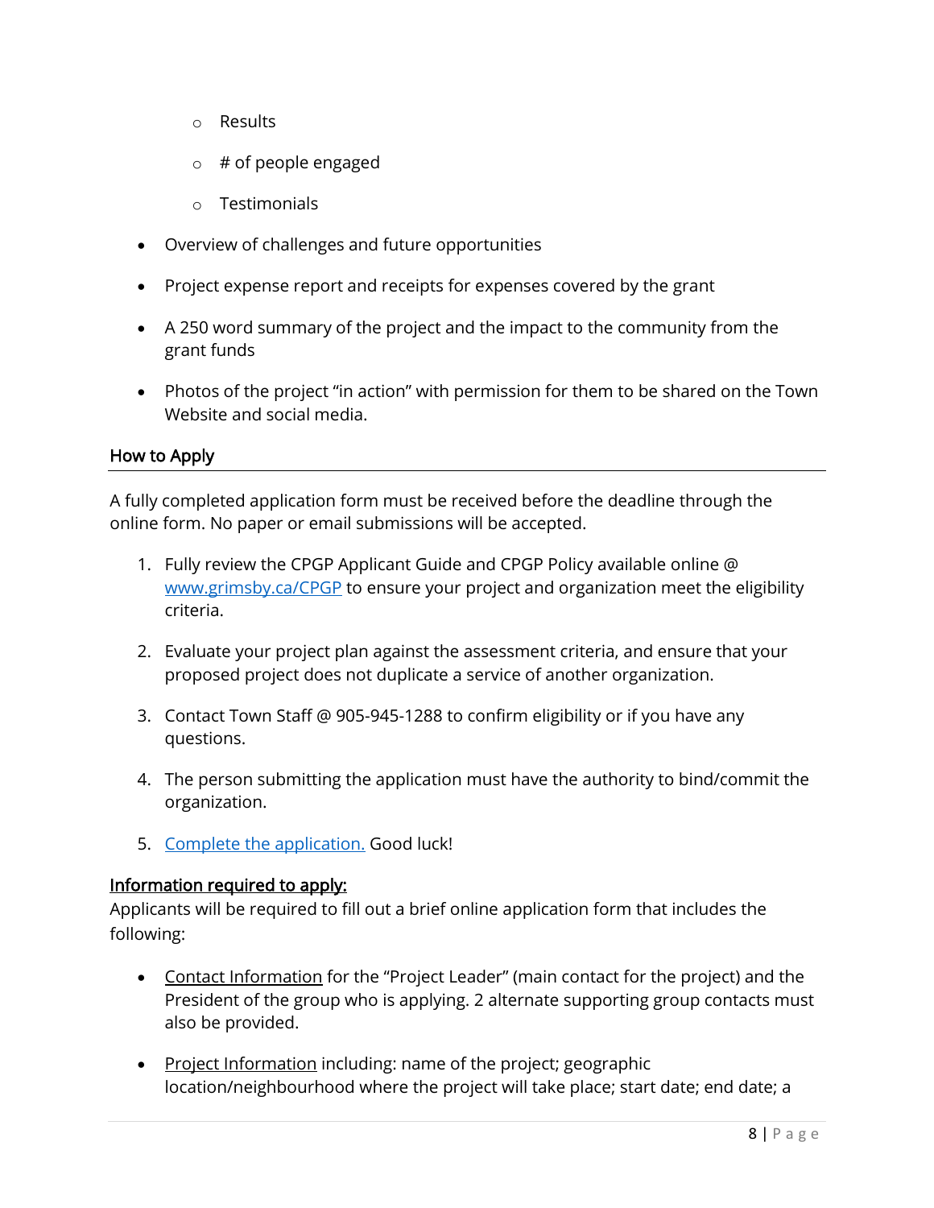- Results
    - # of people engaged
    - Testimonials
- Overview of challenges and future opportunities
- Project expense report and receipts for expenses covered by the grant
- A 250 word summary of the project and the impact to the community from the grant funds
- Photos of the project "in action" with permission for them to be shared on the Town Website and social media.

## How to Apply

A fully completed application form must be received before the deadline through the online form. No paper or email submissions will be accepted.

1. Fully review the CPGP Applicant Guide and CPGP Policy available online @ www.grimsby.ca/CPGP to ensure your project and organization meet the eligibility criteria.
2. Evaluate your project plan against the assessment criteria, and ensure that your proposed project does not duplicate a service of another organization.
3. Contact Town Staff @ 905-945-1288 to confirm eligibility or if you have any questions.
4. The person submitting the application must have the authority to bind/commit the organization.
5. Complete the application. Good luck!

**Information required to apply:**

Applicants will be required to fill out a brief online application form that includes the following:

- Contact Information for the "Project Leader" (main contact for the project) and the President of the group who is applying. 2 alternate supporting group contacts must also be provided.
- Project Information including: name of the project; geographic location/neighbourhood where the project will take place; start date; end date; a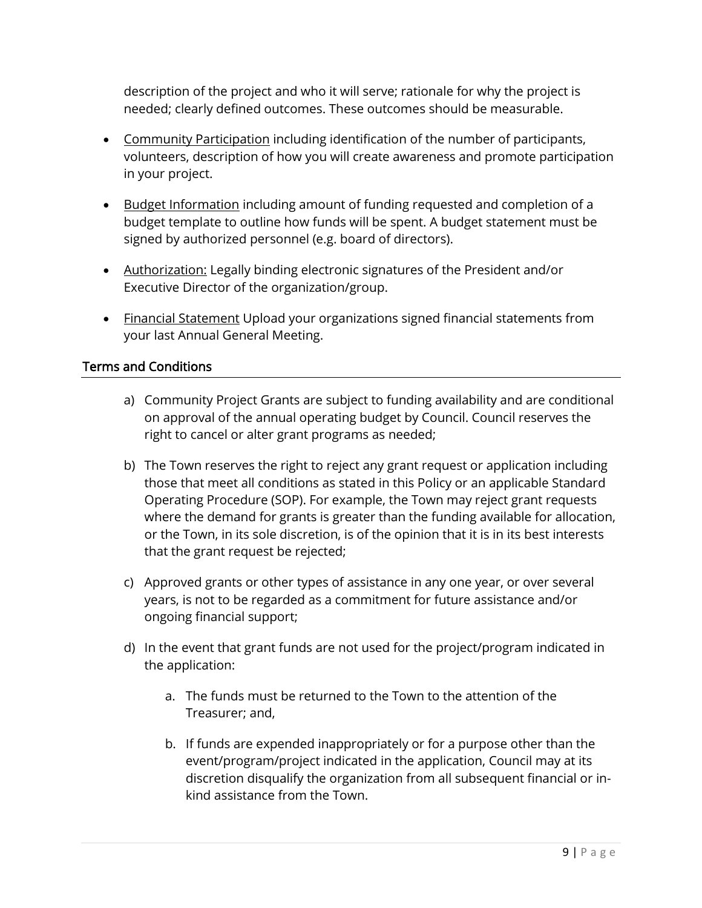description of the project and who it will serve; rationale for why the project is needed; clearly defined outcomes. These outcomes should be measurable.

- Community Participation including identification of the number of participants, volunteers, description of how you will create awareness and promote participation in your project.
- Budget Information including amount of funding requested and completion of a budget template to outline how funds will be spent. A budget statement must be signed by authorized personnel (e.g. board of directors).
- Authorization: Legally binding electronic signatures of the President and/or Executive Director of the organization/group.
- Financial Statement Upload your organizations signed financial statements from your last Annual General Meeting.

## Terms and Conditions

a) Community Project Grants are subject to funding availability and are conditional on approval of the annual operating budget by Council. Council reserves the right to cancel or alter grant programs as needed;

b) The Town reserves the right to reject any grant request or application including those that meet all conditions as stated in this Policy or an applicable Standard Operating Procedure (SOP). For example, the Town may reject grant requests where the demand for grants is greater than the funding available for allocation, or the Town, in its sole discretion, is of the opinion that it is in its best interests that the grant request be rejected;

c) Approved grants or other types of assistance in any one year, or over several years, is not to be regarded as a commitment for future assistance and/or ongoing financial support;

d) In the event that grant funds are not used for the project/program indicated in the application:

   a. The funds must be returned to the Town to the attention of the Treasurer; and,

   b. If funds are expended inappropriately or for a purpose other than the event/program/project indicated in the application, Council may at its discretion disqualify the organization from all subsequent financial or in-kind assistance from the Town.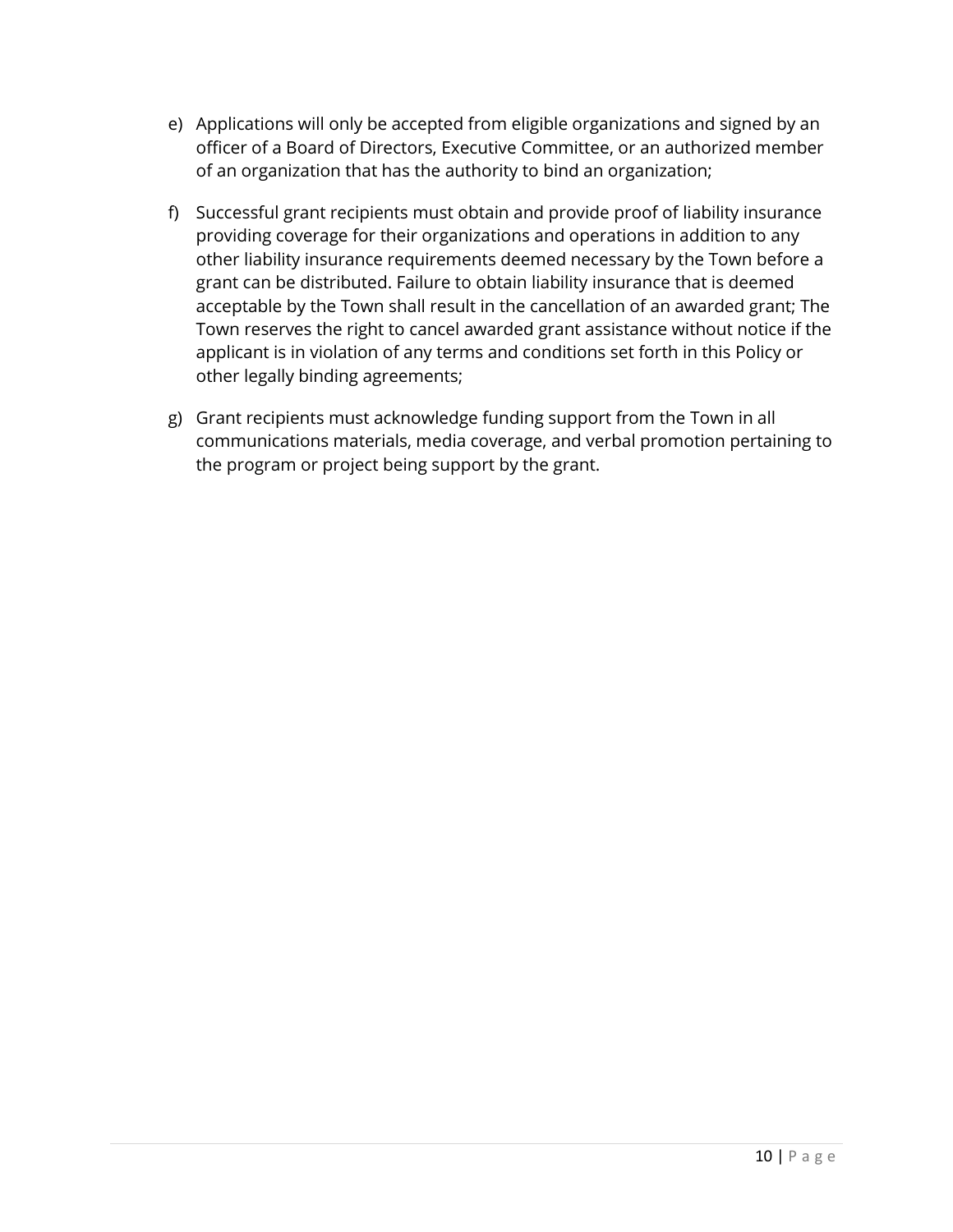e) Applications will only be accepted from eligible organizations and signed by an officer of a Board of Directors, Executive Committee, or an authorized member of an organization that has the authority to bind an organization;

f) Successful grant recipients must obtain and provide proof of liability insurance providing coverage for their organizations and operations in addition to any other liability insurance requirements deemed necessary by the Town before a grant can be distributed. Failure to obtain liability insurance that is deemed acceptable by the Town shall result in the cancellation of an awarded grant; The Town reserves the right to cancel awarded grant assistance without notice if the applicant is in violation of any terms and conditions set forth in this Policy or other legally binding agreements;

g) Grant recipients must acknowledge funding support from the Town in all communications materials, media coverage, and verbal promotion pertaining to the program or project being support by the grant.